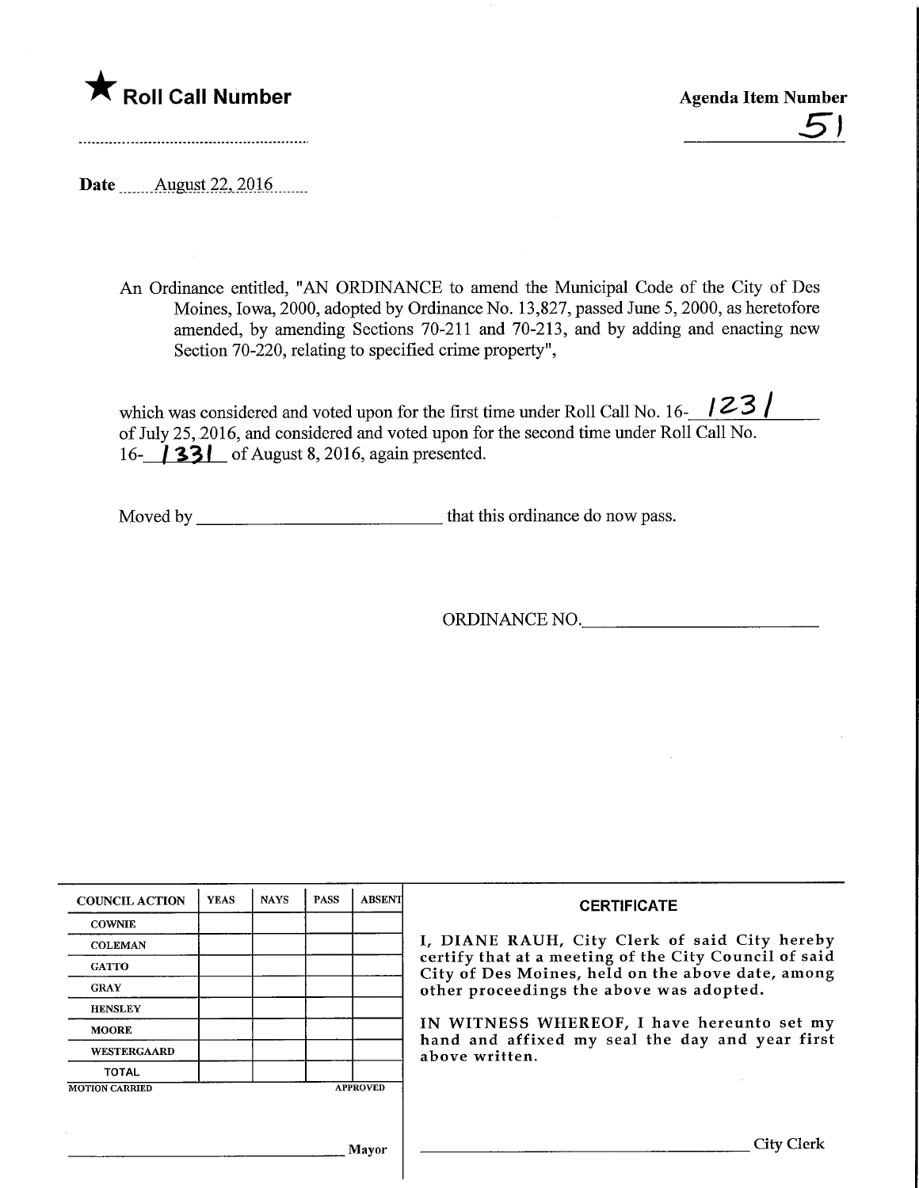★ **Roll Call Number**

**Agenda Item Number**

51

**Date** August 22, 2016

An Ordinance entitled, "AN ORDINANCE to amend the Municipal Code of the City of Des Moines, Iowa, 2000, adopted by Ordinance No. 13,827, passed June 5, 2000, as heretofore amended, by amending Sections 70-211 and 70-213, and by adding and enacting new Section 70-220, relating to specified crime property",

which was considered and voted upon for the first time under Roll Call No. 16-1231 of July 25, 2016, and considered and voted upon for the second time under Roll Call No. 16-1331 of August 8, 2016, again presented.

Moved by ___________________________ that this ordinance do now pass.

ORDINANCE NO.________________________

| COUNCIL ACTION | YEAS | NAYS | PASS | ABSENT |
|---|---|---|---|---|
| COWNIE | | | | |
| COLEMAN | | | | |
| GATTO | | | | |
| GRAY | | | | |
| HENSLEY | | | | |
| MOORE | | | | |
| WESTERGAARD | | | | |
| TOTAL | | | | |

MOTION CARRIED APPROVED

___________________________ Mayor

**CERTIFICATE**

I, DIANE RAUH, City Clerk of said City hereby certify that at a meeting of the City Council of said City of Des Moines, held on the above date, among other proceedings the above was adopted.

IN WITNESS WHEREOF, I have hereunto set my hand and affixed my seal the day and year first above written.

___________________________ City Clerk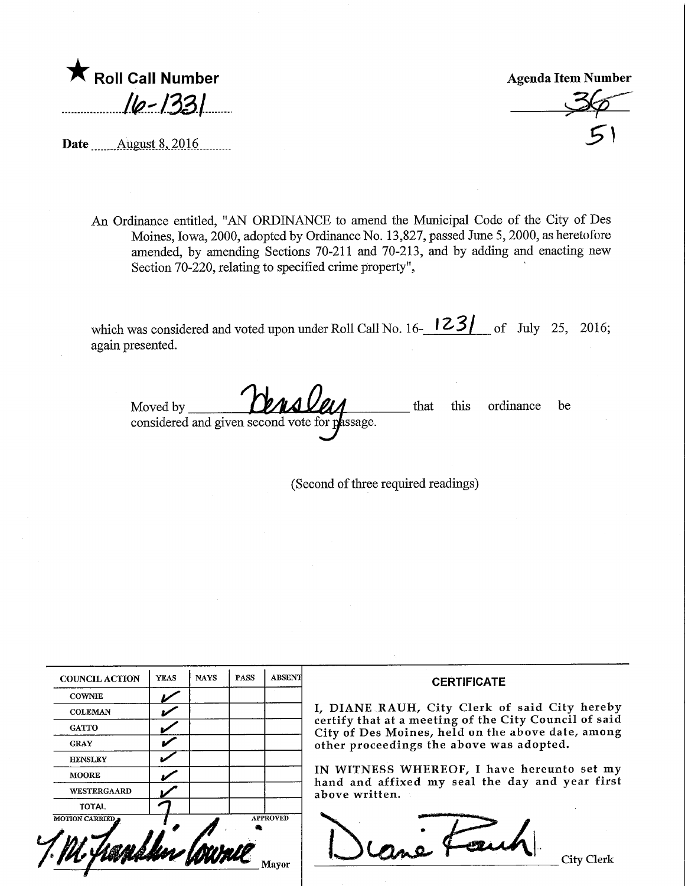★ **Roll Call Number**

16-1331

**Date** August 8, 2016

**Agenda Item Number**

~~36~~

51

An Ordinance entitled, "AN ORDINANCE to amend the Municipal Code of the City of Des Moines, Iowa, 2000, adopted by Ordinance No. 13,827, passed June 5, 2000, as heretofore amended, by amending Sections 70-211 and 70-213, and by adding and enacting new Section 70-220, relating to specified crime property",

which was considered and voted upon under Roll Call No. 16-1231 of July 25, 2016; again presented.

Moved by Hensley that this ordinance be considered and given second vote for passage.

(Second of three required readings)

| COUNCIL ACTION | YEAS | NAYS | PASS | ABSENT |
|---|---|---|---|---|
| COWNIE | ✓ | | | |
| COLEMAN | ✓ | | | |
| GATTO | ✓ | | | |
| GRAY | ✓ | | | |
| HENSLEY | ✓ | | | |
| MOORE | ✓ | | | |
| WESTERGAARD | ✓ | | | |
| TOTAL | 7 | | | |

MOTION CARRIED APPROVED

T.M. Franklin Cownie

Mayor

**CERTIFICATE**

I, DIANE RAUH, City Clerk of said City hereby certify that at a meeting of the City Council of said City of Des Moines, held on the above date, among other proceedings the above was adopted.

IN WITNESS WHEREOF, I have hereunto set my hand and affixed my seal the day and year first above written.

Diane Rauh

City Clerk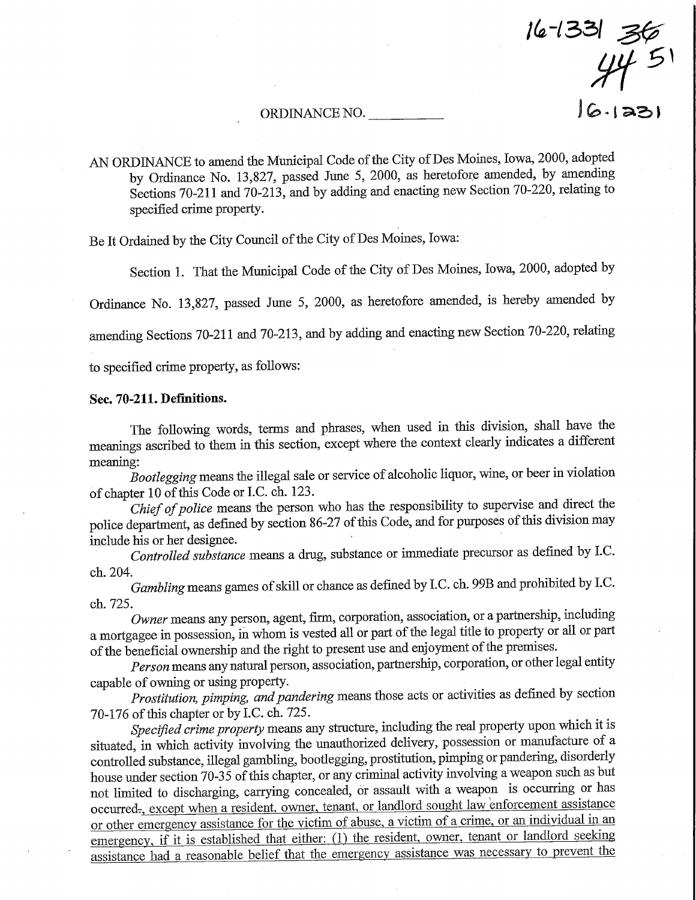16-1331 36
44 51
16.1331

ORDINANCE NO. __________

AN ORDINANCE to amend the Municipal Code of the City of Des Moines, Iowa, 2000, adopted by Ordinance No. 13,827, passed June 5, 2000, as heretofore amended, by amending Sections 70-211 and 70-213, and by adding and enacting new Section 70-220, relating to specified crime property.

Be It Ordained by the City Council of the City of Des Moines, Iowa:

Section 1. That the Municipal Code of the City of Des Moines, Iowa, 2000, adopted by Ordinance No. 13,827, passed June 5, 2000, as heretofore amended, is hereby amended by amending Sections 70-211 and 70-213, and by adding and enacting new Section 70-220, relating to specified crime property, as follows:

**Sec. 70-211. Definitions.**

The following words, terms and phrases, when used in this division, shall have the meanings ascribed to them in this section, except where the context clearly indicates a different meaning:

*Bootlegging* means the illegal sale or service of alcoholic liquor, wine, or beer in violation of chapter 10 of this Code or I.C. ch. 123.

*Chief of police* means the person who has the responsibility to supervise and direct the police department, as defined by section 86-27 of this Code, and for purposes of this division may include his or her designee.

*Controlled substance* means a drug, substance or immediate precursor as defined by I.C. ch. 204.

*Gambling* means games of skill or chance as defined by I.C. ch. 99B and prohibited by I.C. ch. 725.

*Owner* means any person, agent, firm, corporation, association, or a partnership, including a mortgagee in possession, in whom is vested all or part of the legal title to property or all or part of the beneficial ownership and the right to present use and enjoyment of the premises.

*Person* means any natural person, association, partnership, corporation, or other legal entity capable of owning or using property.

*Prostitution, pimping, and pandering* means those acts or activities as defined by section 70-176 of this chapter or by I.C. ch. 725.

*Specified crime property* means any structure, including the real property upon which it is situated, in which activity involving the unauthorized delivery, possession or manufacture of a controlled substance, illegal gambling, bootlegging, prostitution, pimping or pandering, disorderly house under section 70-35 of this chapter, or any criminal activity involving a weapon such as but not limited to discharging, carrying concealed, or assault with a weapon is occurring or has occurred~~.~~, except when a resident, owner, tenant, or landlord sought law enforcement assistance or other emergency assistance for the victim of abuse, a victim of a crime, or an individual in an emergency, if it is established that either: (1) the resident, owner, tenant or landlord seeking assistance had a reasonable belief that the emergency assistance was necessary to prevent the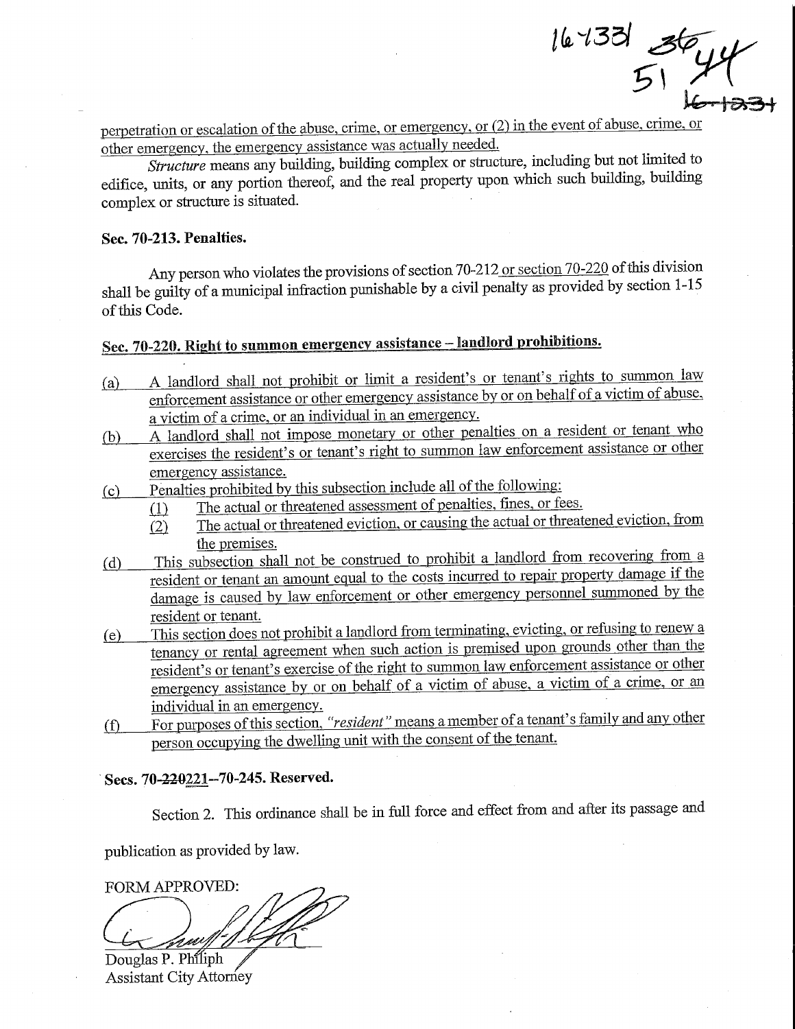16-1331 36 51 44 ~~16-1331~~

perpetration or escalation of the abuse, crime, or emergency, or (2) in the event of abuse, crime, or other emergency, the emergency assistance was actually needed.

*Structure* means any building, building complex or structure, including but not limited to edifice, units, or any portion thereof, and the real property upon which such building, building complex or structure is situated.

**Sec. 70-213. Penalties.**

Any person who violates the provisions of section 70-212 or section 70-220 of this division shall be guilty of a municipal infraction punishable by a civil penalty as provided by section 1-15 of this Code.

**Sec. 70-220. Right to summon emergency assistance – landlord prohibitions.**

(a) A landlord shall not prohibit or limit a resident's or tenant's rights to summon law enforcement assistance or other emergency assistance by or on behalf of a victim of abuse, a victim of a crime, or an individual in an emergency.

(b) A landlord shall not impose monetary or other penalties on a resident or tenant who exercises the resident's or tenant's right to summon law enforcement assistance or other emergency assistance.

(c) Penalties prohibited by this subsection include all of the following:

(1) The actual or threatened assessment of penalties, fines, or fees.

(2) The actual or threatened eviction, or causing the actual or threatened eviction, from the premises.

(d) This subsection shall not be construed to prohibit a landlord from recovering from a resident or tenant an amount equal to the costs incurred to repair property damage if the damage is caused by law enforcement or other emergency personnel summoned by the resident or tenant.

(e) This section does not prohibit a landlord from terminating, evicting, or refusing to renew a tenancy or rental agreement when such action is premised upon grounds other than the resident's or tenant's exercise of the right to summon law enforcement assistance or other emergency assistance by or on behalf of a victim of abuse, a victim of a crime, or an individual in an emergency.

(f) For purposes of this section, *"resident"* means a member of a tenant's family and any other person occupying the dwelling unit with the consent of the tenant.

**Secs. 70-~~220~~221--70-245. Reserved.**

Section 2. This ordinance shall be in full force and effect from and after its passage and publication as provided by law.

FORM APPROVED:

Douglas P. Philiph
Assistant City Attorney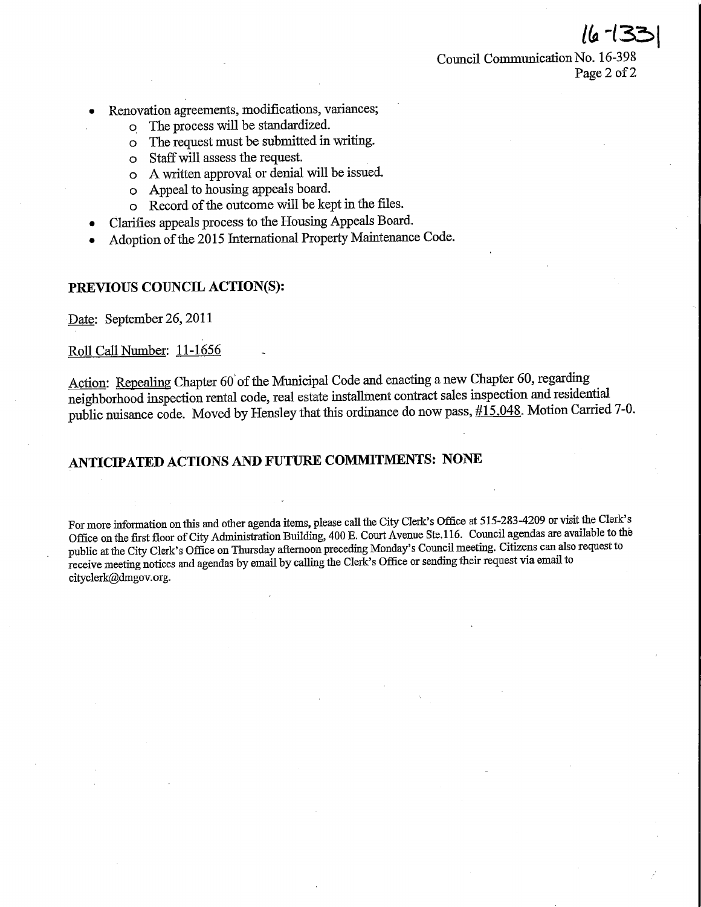16-1331

Council Communication No. 16-398

- Renovation agreements, modifications, variances;
  - The process will be standardized.
  - The request must be submitted in writing.
  - Staff will assess the request.
  - A written approval or denial will be issued.
  - Appeal to housing appeals board.
  - Record of the outcome will be kept in the files.
- Clarifies appeals process to the Housing Appeals Board.
- Adoption of the 2015 International Property Maintenance Code.

## PREVIOUS COUNCIL ACTION(S):

Date: September 26, 2011

Roll Call Number: 11-1656

Action: Repealing Chapter 60 of the Municipal Code and enacting a new Chapter 60, regarding neighborhood inspection rental code, real estate installment contract sales inspection and residential public nuisance code. Moved by Hensley that this ordinance do now pass, #15,048. Motion Carried 7-0.

## ANTICIPATED ACTIONS AND FUTURE COMMITMENTS: NONE

For more information on this and other agenda items, please call the City Clerk's Office at 515-283-4209 or visit the Clerk's Office on the first floor of City Administration Building, 400 E. Court Avenue Ste.116. Council agendas are available to the public at the City Clerk's Office on Thursday afternoon preceding Monday's Council meeting. Citizens can also request to receive meeting notices and agendas by email by calling the Clerk's Office or sending their request via email to cityclerk@dmgov.org.